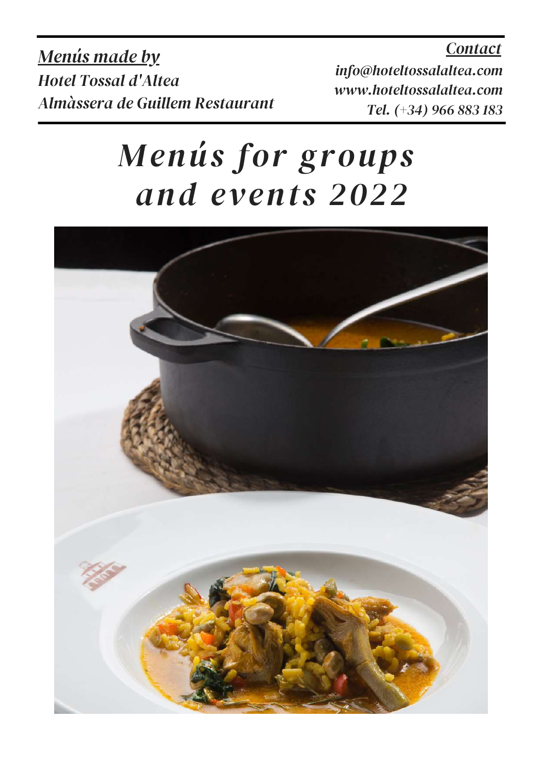*Menús made by*
*Hotel Tossal d'Altea*
*Almàssera de Guillem Restaurant*

*Contact*
*info@hoteltossalaltea.com*
*www.hoteltossalaltea.com*
*Tel. (+34) 966 883 183*

# *Menús for groups and events 2022*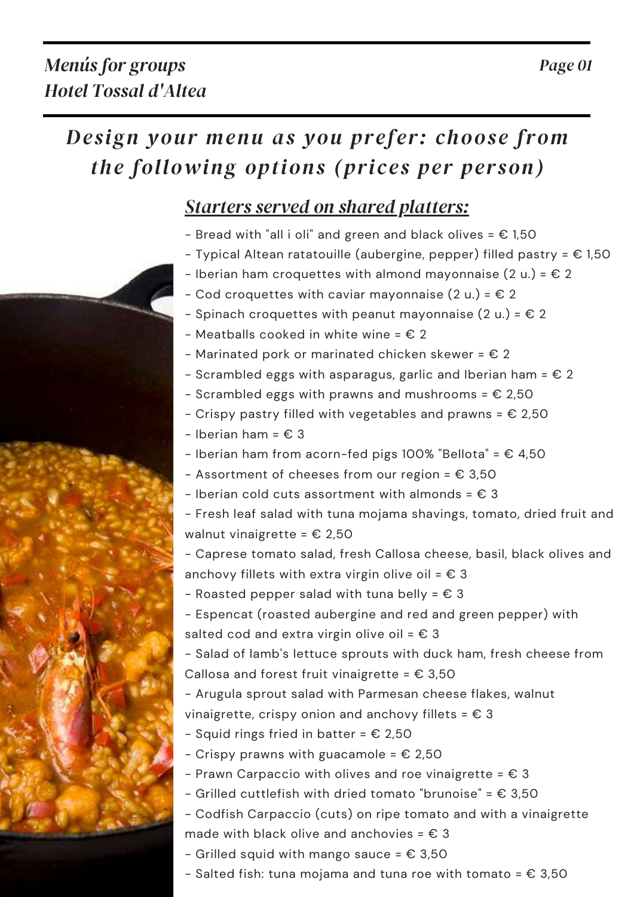# Design your menu as you prefer: choose from the following options (prices per person)

## Starters served on shared platters:

- Bread with "all i oli" and green and black olives = € 1,50
- Typical Altean ratatouille (aubergine, pepper) filled pastry = € 1,50
- Iberian ham croquettes with almond mayonnaise (2 u.) = € 2
- Cod croquettes with caviar mayonnaise (2 u.) = € 2
- Spinach croquettes with peanut mayonnaise (2 u.) = € 2
- Meatballs cooked in white wine = € 2
- Marinated pork or marinated chicken skewer = € 2
- Scrambled eggs with asparagus, garlic and Iberian ham = € 2
- Scrambled eggs with prawns and mushrooms = € 2,50
- Crispy pastry filled with vegetables and prawns = € 2,50
- Iberian ham = € 3
- Iberian ham from acorn-fed pigs 100% "Bellota" = € 4,50
- Assortment of cheeses from our region = € 3,50
- Iberian cold cuts assortment with almonds = € 3
- Fresh leaf salad with tuna mojama shavings, tomato, dried fruit and walnut vinaigrette = € 2,50
- Caprese tomato salad, fresh Callosa cheese, basil, black olives and anchovy fillets with extra virgin olive oil = € 3
- Roasted pepper salad with tuna belly = € 3
- Espencat (roasted aubergine and red and green pepper) with salted cod and extra virgin olive oil = € 3
- Salad of lamb's lettuce sprouts with duck ham, fresh cheese from Callosa and forest fruit vinaigrette = € 3,50
- Arugula sprout salad with Parmesan cheese flakes, walnut vinaigrette, crispy onion and anchovy fillets = € 3
- Squid rings fried in batter = € 2,50
- Crispy prawns with guacamole = € 2,50
- Prawn Carpaccio with olives and roe vinaigrette = € 3
- Grilled cuttlefish with dried tomato "brunoise" = € 3,50
- Codfish Carpaccio (cuts) on ripe tomato and with a vinaigrette made with black olive and anchovies = € 3
- Grilled squid with mango sauce = € 3,50
- Salted fish: tuna mojama and tuna roe with tomato = € 3,50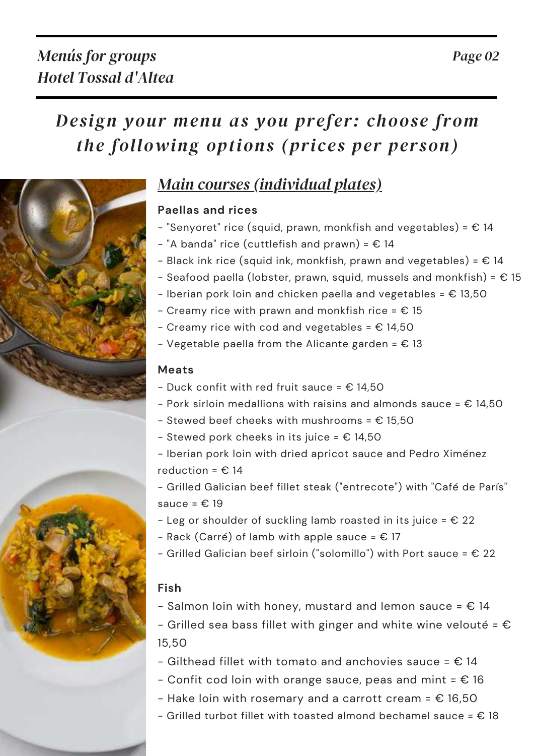*Design your menu as you prefer: choose from the following options (prices per person)*

## *Main courses (individual plates)*

**Paellas and rices**

- "Senyoret" rice (squid, prawn, monkfish and vegetables) = € 14
- "A banda" rice (cuttlefish and prawn) = € 14
- Black ink rice (squid ink, monkfish, prawn and vegetables) = € 14
- Seafood paella (lobster, prawn, squid, mussels and monkfish) = € 15
- Iberian pork loin and chicken paella and vegetables = € 13,50
- Creamy rice with prawn and monkfish rice = € 15
- Creamy rice with cod and vegetables = € 14,50
- Vegetable paella from the Alicante garden = € 13

**Meats**

- Duck confit with red fruit sauce = € 14,50
- Pork sirloin medallions with raisins and almonds sauce = € 14,50
- Stewed beef cheeks with mushrooms = € 15,50
- Stewed pork cheeks in its juice = € 14,50
- Iberian pork loin with dried apricot sauce and Pedro Ximénez reduction = € 14
- Grilled Galician beef fillet steak ("entrecote") with "Café de París" sauce = € 19
- Leg or shoulder of suckling lamb roasted in its juice = € 22
- Rack (Carré) of lamb with apple sauce = € 17
- Grilled Galician beef sirloin ("solomillo") with Port sauce = € 22

**Fish**

- Salmon loin with honey, mustard and lemon sauce = € 14
- Grilled sea bass fillet with ginger and white wine velouté = € 15,50
- Gilthead fillet with tomato and anchovies sauce = € 14
- Confit cod loin with orange sauce, peas and mint = € 16
- Hake loin with rosemary and a carrott cream = € 16,50
- Grilled turbot fillet with toasted almond bechamel sauce = € 18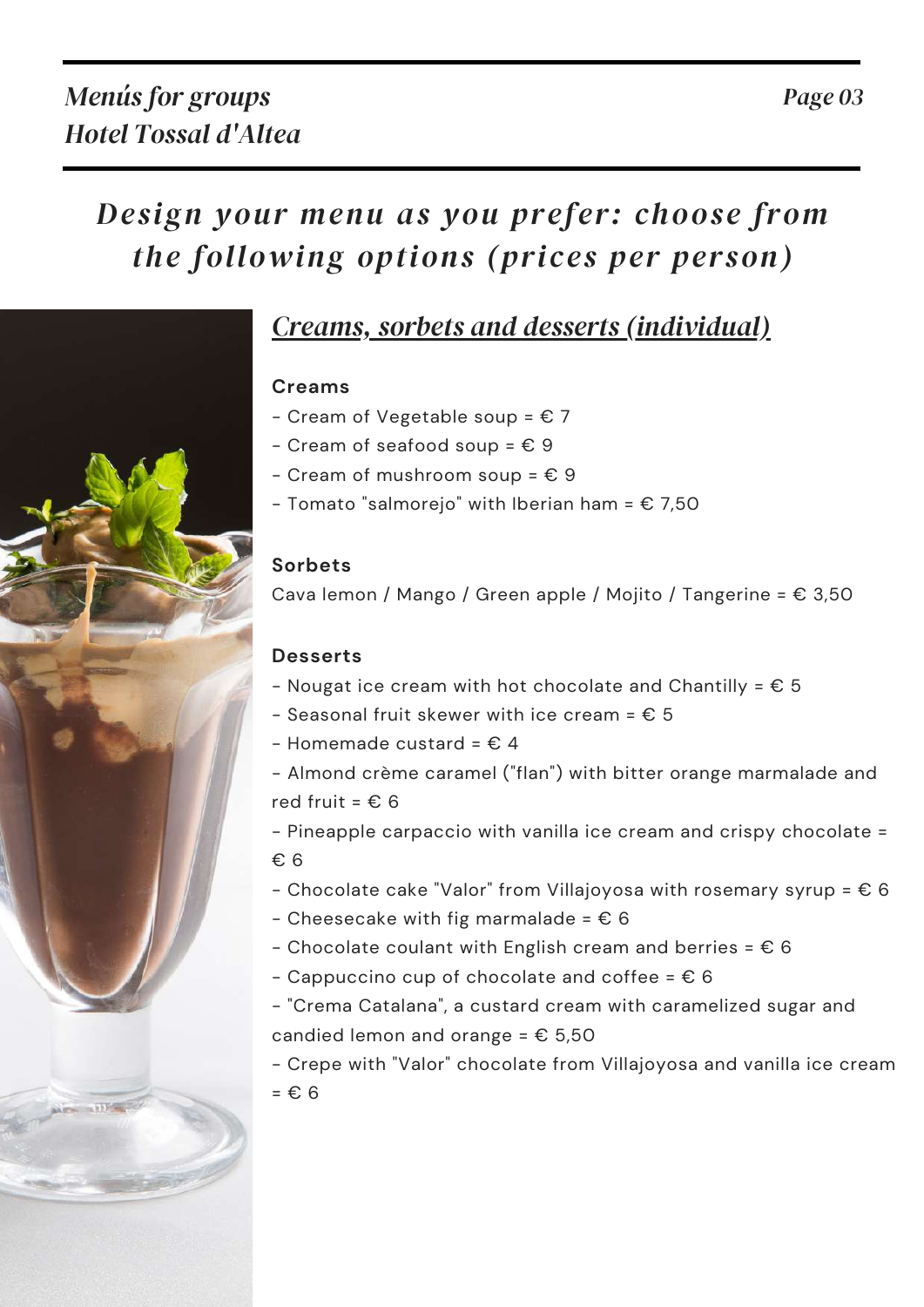## Design your menu as you prefer: choose from the following options (prices per person)

### *Creams, sorbets and desserts (individual)*

**Creams**

- Cream of Vegetable soup = € 7
- Cream of seafood soup = € 9
- Cream of mushroom soup = € 9
- Tomato "salmorejo" with Iberian ham = € 7,50

**Sorbets**

Cava lemon / Mango / Green apple / Mojito / Tangerine = € 3,50

**Desserts**

- Nougat ice cream with hot chocolate and Chantilly = € 5
- Seasonal fruit skewer with ice cream = € 5
- Homemade custard = € 4
- Almond crème caramel ("flan") with bitter orange marmalade and red fruit = € 6
- Pineapple carpaccio with vanilla ice cream and crispy chocolate = € 6
- Chocolate cake "Valor" from Villajoyosa with rosemary syrup = € 6
- Cheesecake with fig marmalade = € 6
- Chocolate coulant with English cream and berries = € 6
- Cappuccino cup of chocolate and coffee = € 6
- "Crema Catalana", a custard cream with caramelized sugar and candied lemon and orange = € 5,50
- Crepe with "Valor" chocolate from Villajoyosa and vanilla ice cream = € 6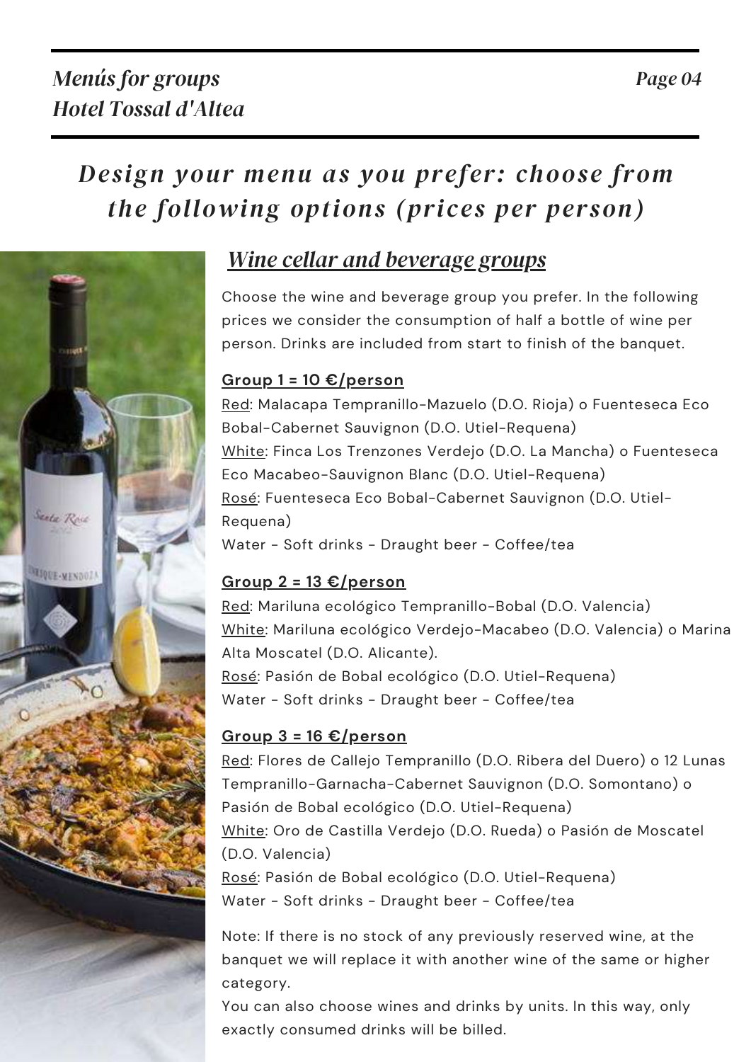# Design your menu as you prefer: choose from the following options (prices per person)

## Wine cellar and beverage groups

Choose the wine and beverage group you prefer. In the following prices we consider the consumption of half a bottle of wine per person. Drinks are included from start to finish of the banquet.

### Group 1 = 10 €/person

Red: Malacapa Tempranillo-Mazuelo (D.O. Rioja) o Fuenteseca Eco Bobal-Cabernet Sauvignon (D.O. Utiel-Requena)
White: Finca Los Trenzones Verdejo (D.O. La Mancha) o Fuenteseca Eco Macabeo-Sauvignon Blanc (D.O. Utiel-Requena)
Rosé: Fuenteseca Eco Bobal-Cabernet Sauvignon (D.O. Utiel-Requena)
Water - Soft drinks - Draught beer - Coffee/tea

### Group 2 = 13 €/person

Red: Mariluna ecológico Tempranillo-Bobal (D.O. Valencia)
White: Mariluna ecológico Verdejo-Macabeo (D.O. Valencia) o Marina Alta Moscatel (D.O. Alicante).
Rosé: Pasión de Bobal ecológico (D.O. Utiel-Requena)
Water - Soft drinks - Draught beer - Coffee/tea

### Group 3 = 16 €/person

Red: Flores de Callejo Tempranillo (D.O. Ribera del Duero) o 12 Lunas Tempranillo-Garnacha-Cabernet Sauvignon (D.O. Somontano) o Pasión de Bobal ecológico (D.O. Utiel-Requena)
White: Oro de Castilla Verdejo (D.O. Rueda) o Pasión de Moscatel (D.O. Valencia)
Rosé: Pasión de Bobal ecológico (D.O. Utiel-Requena)
Water - Soft drinks - Draught beer - Coffee/tea

Note: If there is no stock of any previously reserved wine, at the banquet we will replace it with another wine of the same or higher category.
You can also choose wines and drinks by units. In this way, only exactly consumed drinks will be billed.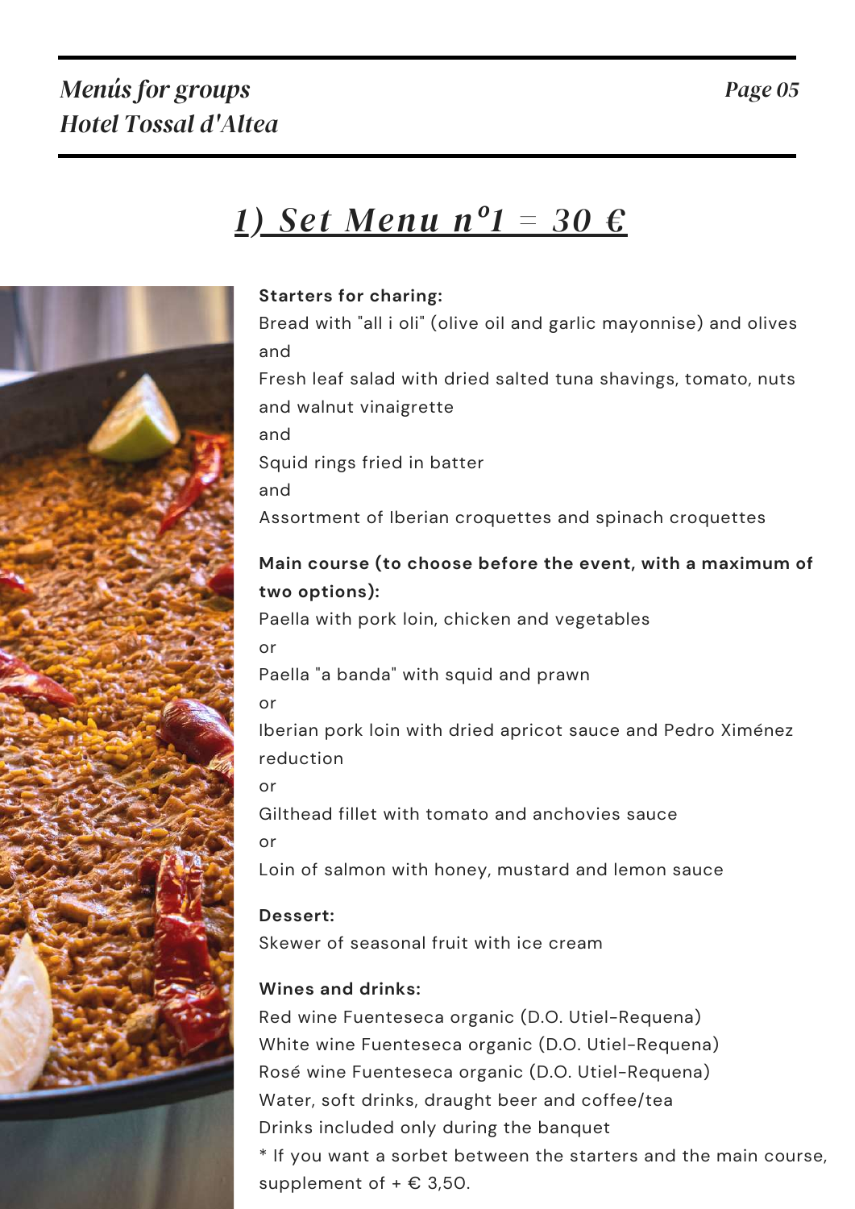# 1) Set Menu nº1 = 30 €

**Starters for charing:**

Bread with "all i oli" (olive oil and garlic mayonnise) and olives

and

Fresh leaf salad with dried salted tuna shavings, tomato, nuts and walnut vinaigrette

and

Squid rings fried in batter

and

Assortment of Iberian croquettes and spinach croquettes

**Main course (to choose before the event, with a maximum of two options):**

Paella with pork loin, chicken and vegetables

or

Paella "a banda" with squid and prawn

or

Iberian pork loin with dried apricot sauce and Pedro Ximénez reduction

or

Gilthead fillet with tomato and anchovies sauce

or

Loin of salmon with honey, mustard and lemon sauce

**Dessert:**

Skewer of seasonal fruit with ice cream

**Wines and drinks:**

Red wine Fuenteseca organic (D.O. Utiel-Requena)

White wine Fuenteseca organic (D.O. Utiel-Requena)

Rosé wine Fuenteseca organic (D.O. Utiel-Requena)

Water, soft drinks, draught beer and coffee/tea

Drinks included only during the banquet

* If you want a sorbet between the starters and the main course, supplement of + € 3,50.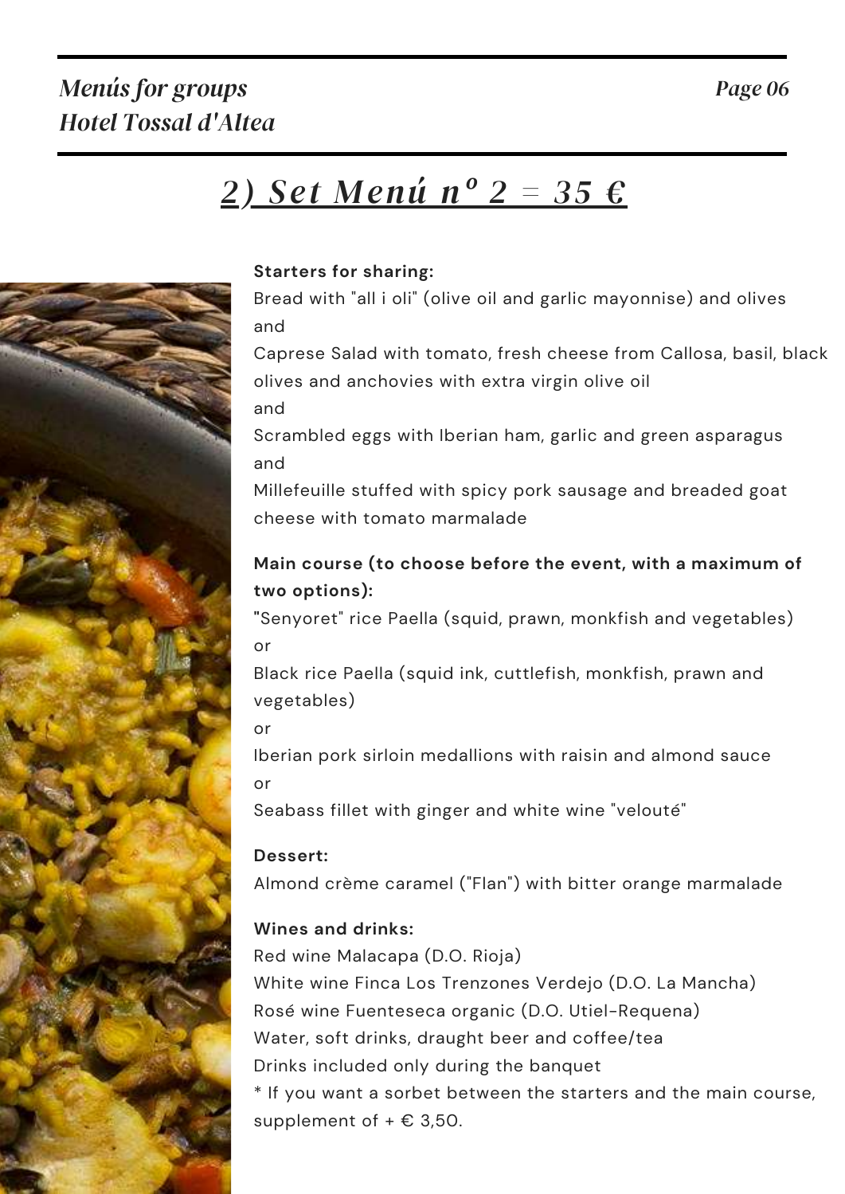## 2) Set Menú nº 2 = 35 €

**Starters for sharing:**

Bread with "all i oli" (olive oil and garlic mayonnise) and olives

and

Caprese Salad with tomato, fresh cheese from Callosa, basil, black olives and anchovies with extra virgin olive oil

and

Scrambled eggs with Iberian ham, garlic and green asparagus

and

Millefeuille stuffed with spicy pork sausage and breaded goat cheese with tomato marmalade

**Main course (to choose before the event, with a maximum of two options):**

"Senyoret" rice Paella (squid, prawn, monkfish and vegetables)

or

Black rice Paella (squid ink, cuttlefish, monkfish, prawn and vegetables)

or

Iberian pork sirloin medallions with raisin and almond sauce

or

Seabass fillet with ginger and white wine "velouté"

**Dessert:**

Almond crème caramel ("Flan") with bitter orange marmalade

**Wines and drinks:**

Red wine Malacapa (D.O. Rioja)

White wine Finca Los Trenzones Verdejo (D.O. La Mancha)

Rosé wine Fuenteseca organic (D.O. Utiel-Requena)

Water, soft drinks, draught beer and coffee/tea

Drinks included only during the banquet

* If you want a sorbet between the starters and the main course, supplement of + € 3,50.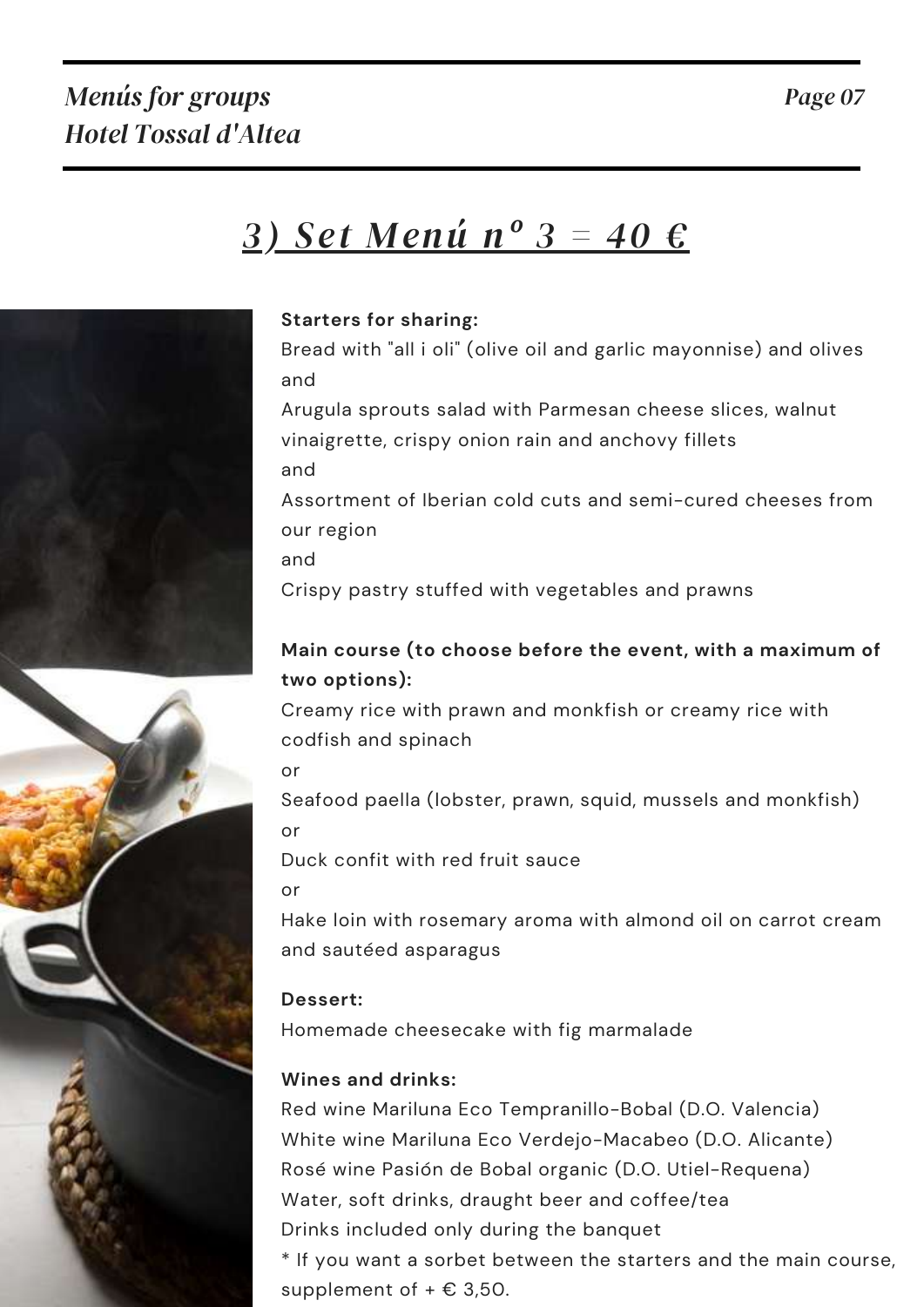# *3) Set Menú nº 3 = 40 €*

**Starters for sharing:**

Bread with "all i oli" (olive oil and garlic mayonnise) and olives

and

Arugula sprouts salad with Parmesan cheese slices, walnut vinaigrette, crispy onion rain and anchovy fillets

and

Assortment of Iberian cold cuts and semi-cured cheeses from our region

and

Crispy pastry stuffed with vegetables and prawns

**Main course (to choose before the event, with a maximum of two options):**

Creamy rice with prawn and monkfish or creamy rice with codfish and spinach

or

Seafood paella (lobster, prawn, squid, mussels and monkfish)

or

Duck confit with red fruit sauce

or

Hake loin with rosemary aroma with almond oil on carrot cream and sautéed asparagus

**Dessert:**

Homemade cheesecake with fig marmalade

**Wines and drinks:**

Red wine Mariluna Eco Tempranillo-Bobal (D.O. Valencia)

White wine Mariluna Eco Verdejo-Macabeo (D.O. Alicante)

Rosé wine Pasión de Bobal organic (D.O. Utiel-Requena)

Water, soft drinks, draught beer and coffee/tea

Drinks included only during the banquet

* If you want a sorbet between the starters and the main course, supplement of + € 3,50.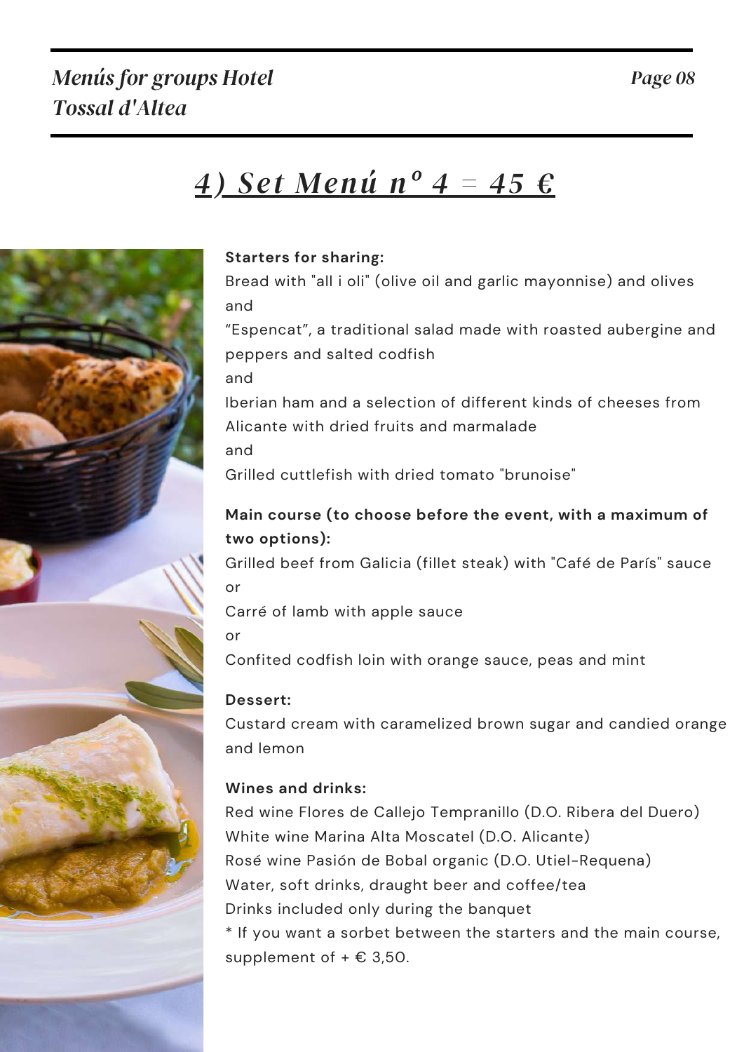# 4) Set Menú nº 4 = 45 €

**Starters for sharing:**

Bread with "all i oli" (olive oil and garlic mayonnise) and olives

and

“Espencat”, a traditional salad made with roasted aubergine and peppers and salted codfish

and

Iberian ham and a selection of different kinds of cheeses from Alicante with dried fruits and marmalade

and

Grilled cuttlefish with dried tomato "brunoise"

**Main course (to choose before the event, with a maximum of two options):**

Grilled beef from Galicia (fillet steak) with "Café de París" sauce

or

Carré of lamb with apple sauce

or

Confited codfish loin with orange sauce, peas and mint

**Dessert:**

Custard cream with caramelized brown sugar and candied orange and lemon

**Wines and drinks:**

Red wine Flores de Callejo Tempranillo (D.O. Ribera del Duero)
White wine Marina Alta Moscatel (D.O. Alicante)
Rosé wine Pasión de Bobal organic (D.O. Utiel-Requena)
Water, soft drinks, draught beer and coffee/tea
Drinks included only during the banquet
* If you want a sorbet between the starters and the main course, supplement of + € 3,50.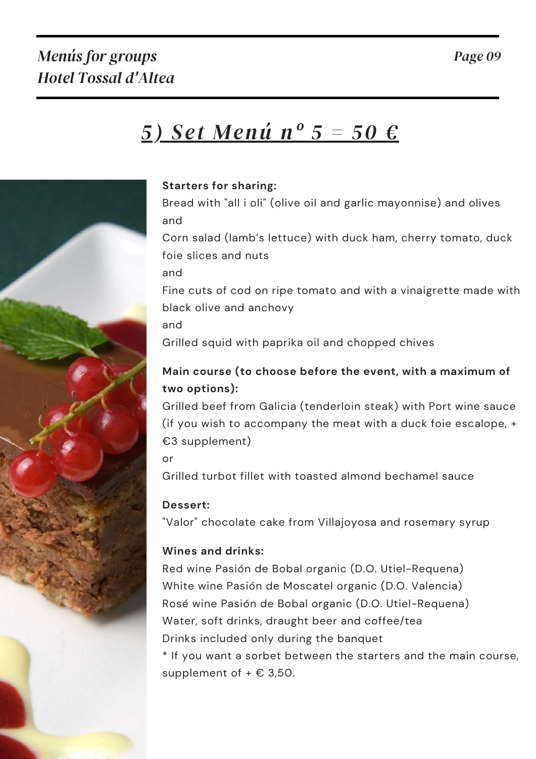# *5) Set Menú nº 5 = 50 €*

**Starters for sharing:**

Bread with "all i oli" (olive oil and garlic mayonnise) and olives

and

Corn salad (lamb's lettuce) with duck ham, cherry tomato, duck foie slices and nuts

and

Fine cuts of cod on ripe tomato and with a vinaigrette made with black olive and anchovy

and

Grilled squid with paprika oil and chopped chives

**Main course (to choose before the event, with a maximum of two options):**

Grilled beef from Galicia (tenderloin steak) with Port wine sauce (if you wish to accompany the meat with a duck foie escalope, + €3 supplement)

or

Grilled turbot fillet with toasted almond bechamel sauce

**Dessert:**

"Valor" chocolate cake from Villajoyosa and rosemary syrup

**Wines and drinks:**

Red wine Pasión de Bobal organic (D.O. Utiel-Requena)

White wine Pasión de Moscatel organic (D.O. Valencia)

Rosé wine Pasión de Bobal organic (D.O. Utiel-Requena)

Water, soft drinks, draught beer and coffee/tea

Drinks included only during the banquet

* If you want a sorbet between the starters and the main course, supplement of + € 3,50.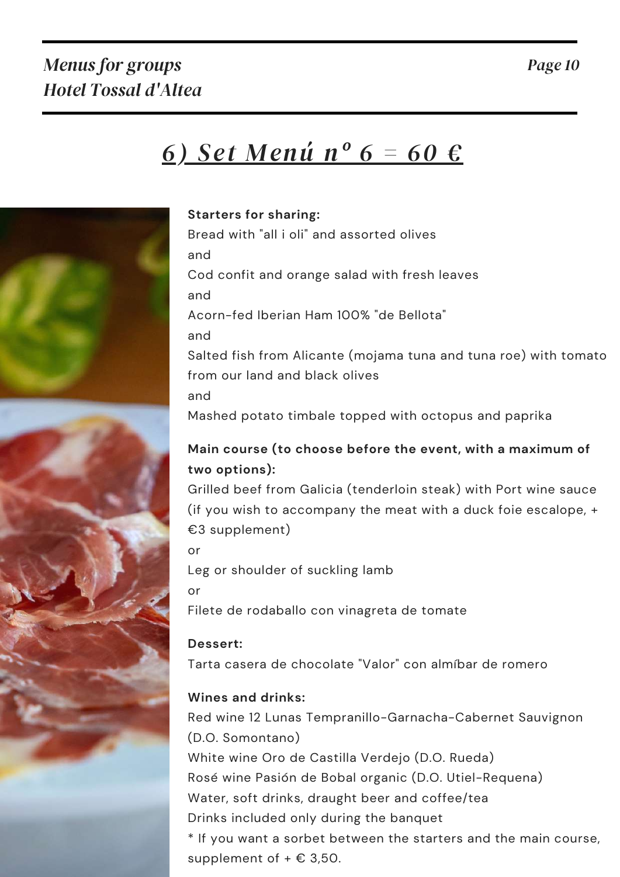# 6) Set Menú nº 6 = 60 €

**Starters for sharing:**
Bread with "all i oli" and assorted olives
and
Cod confit and orange salad with fresh leaves
and
Acorn-fed Iberian Ham 100% "de Bellota"
and
Salted fish from Alicante (mojama tuna and tuna roe) with tomato from our land and black olives
and
Mashed potato timbale topped with octopus and paprika

**Main course (to choose before the event, with a maximum of two options):**
Grilled beef from Galicia (tenderloin steak) with Port wine sauce (if you wish to accompany the meat with a duck foie escalope, + €3 supplement)
or
Leg or shoulder of suckling lamb
or
Filete de rodaballo con vinagreta de tomate

**Dessert:**
Tarta casera de chocolate "Valor" con almíbar de romero

**Wines and drinks:**
Red wine 12 Lunas Tempranillo-Garnacha-Cabernet Sauvignon (D.O. Somontano)
White wine Oro de Castilla Verdejo (D.O. Rueda)
Rosé wine Pasión de Bobal organic (D.O. Utiel-Requena)
Water, soft drinks, draught beer and coffee/tea
Drinks included only during the banquet
* If you want a sorbet between the starters and the main course, supplement of + € 3,50.